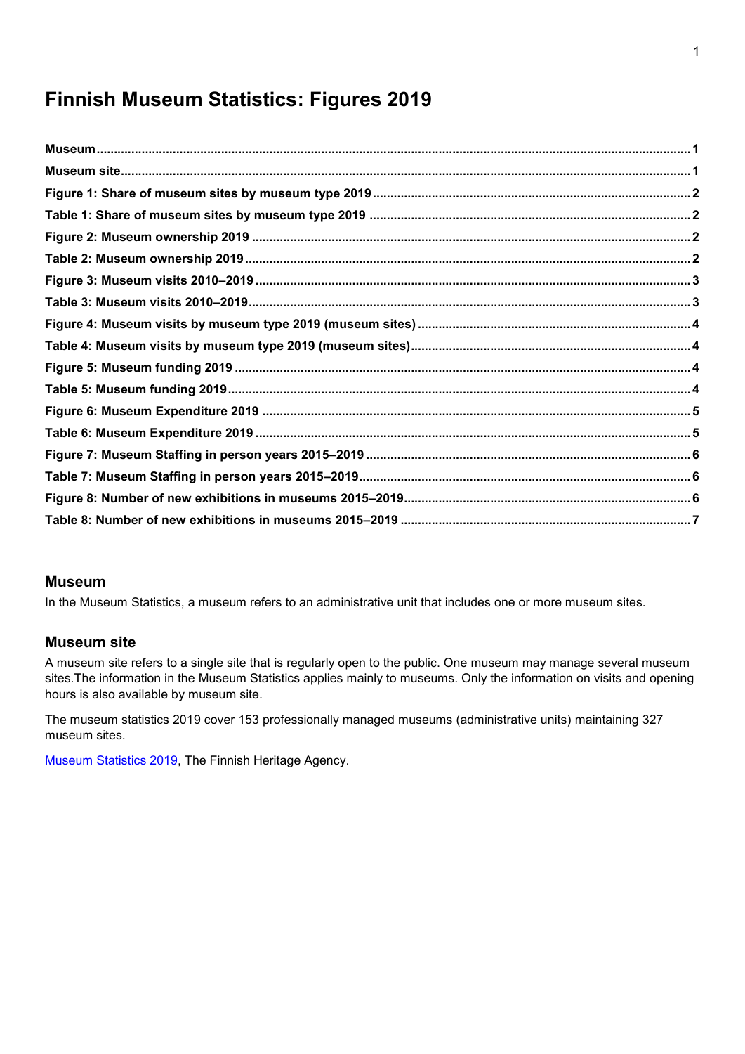# Finnish Museum Statistics: Figures 2019

**Museum** .... 1
**Museum site** .... 1
**Figure 1: Share of museum sites by museum type 2019** .... 2
**Table 1: Share of museum sites by museum type 2019** .... 2
**Figure 2: Museum ownership 2019** .... 2
**Table 2: Museum ownership 2019** .... 2
**Figure 3: Museum visits 2010–2019** .... 3
**Table 3: Museum visits 2010–2019** .... 3
**Figure 4: Museum visits by museum type 2019 (museum sites)** .... 4
**Table 4: Museum visits by museum type 2019 (museum sites)** .... 4
**Figure 5: Museum funding 2019** .... 4
**Table 5: Museum funding 2019** .... 4
**Figure 6: Museum Expenditure 2019** .... 5
**Table 6: Museum Expenditure 2019** .... 5
**Figure 7: Museum Staffing in person years 2015–2019** .... 6
**Table 7: Museum Staffing in person years 2015–2019** .... 6
**Figure 8: Number of new exhibitions in museums 2015–2019** .... 6
**Table 8: Number of new exhibitions in museums 2015–2019** .... 7

## Museum

In the Museum Statistics, a museum refers to an administrative unit that includes one or more museum sites.

## Museum site

A museum site refers to a single site that is regularly open to the public. One museum may manage several museum sites.The information in the Museum Statistics applies mainly to museums. Only the information on visits and opening hours is also available by museum site.

The museum statistics 2019 cover 153 professionally managed museums (administrative units) maintaining 327 museum sites.

Museum Statistics 2019, The Finnish Heritage Agency.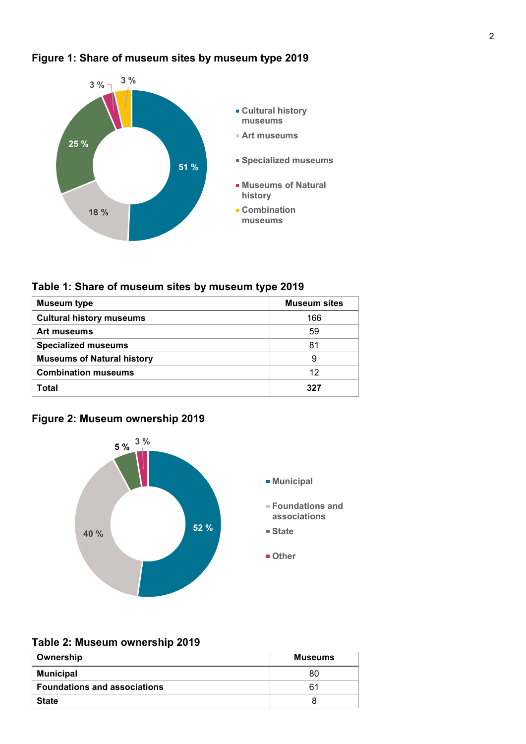## Figure 1: Share of museum sites by museum type 2019

- Cultural history museums: 51 %
- Art museums: 18 %
- Specialized museums: 25 %
- Museums of Natural history: 3 %
- Combination museums: 3 %

## Table 1: Share of museum sites by museum type 2019

| Museum type | Museum sites |
|---|---|
| Cultural history museums | 166 |
| Art museums | 59 |
| Specialized museums | 81 |
| Museums of Natural history | 9 |
| Combination museums | 12 |
| **Total** | **327** |

## Figure 2: Museum ownership 2019

- Municipal: 52 %
- Foundations and associations: 40 %
- State: 5 %
- Other: 3 %

## Table 2: Museum ownership 2019

| Ownership | Museums |
|---|---|
| Municipal | 80 |
| Foundations and associations | 61 |
| State | 8 |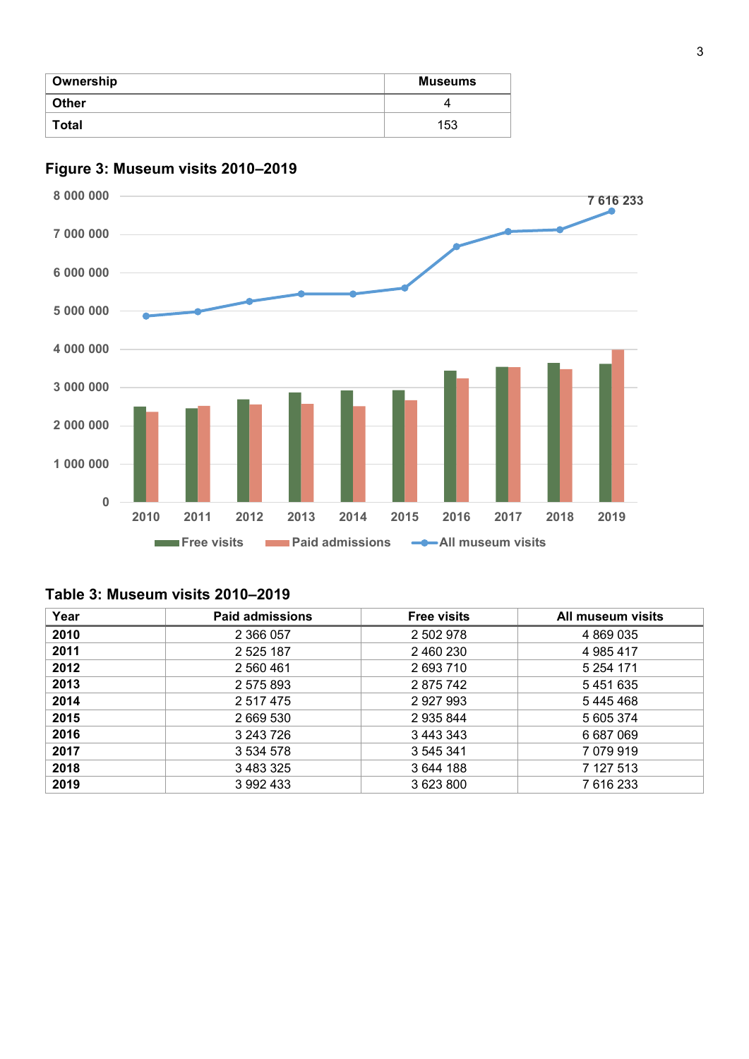| Ownership | Museums |
|---|---|
| Other | 4 |
| Total | 153 |

**Figure 3: Museum visits 2010–2019**

**Table 3: Museum visits 2010–2019**

| Year | Paid admissions | Free visits | All museum visits |
|---|---|---|---|
| **2010** | 2 366 057 | 2 502 978 | 4 869 035 |
| **2011** | 2 525 187 | 2 460 230 | 4 985 417 |
| **2012** | 2 560 461 | 2 693 710 | 5 254 171 |
| **2013** | 2 575 893 | 2 875 742 | 5 451 635 |
| **2014** | 2 517 475 | 2 927 993 | 5 445 468 |
| **2015** | 2 669 530 | 2 935 844 | 5 605 374 |
| **2016** | 3 243 726 | 3 443 343 | 6 687 069 |
| **2017** | 3 534 578 | 3 545 341 | 7 079 919 |
| **2018** | 3 483 325 | 3 644 188 | 7 127 513 |
| **2019** | 3 992 433 | 3 623 800 | 7 616 233 |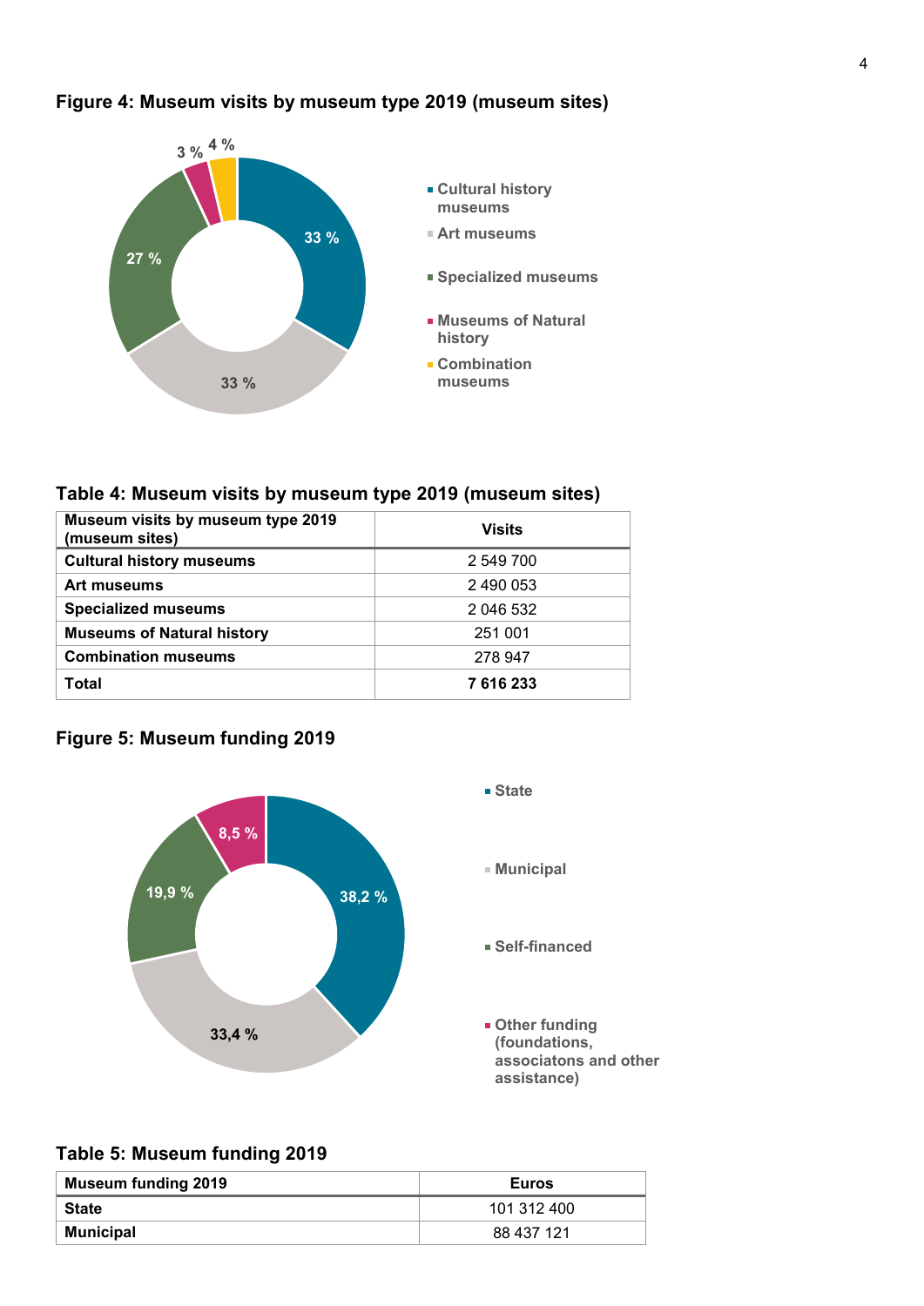## Figure 4: Museum visits by museum type 2019 (museum sites)

- Cultural history museums: 33 %
- Art museums: 33 %
- Specialized museums: 27 %
- Museums of Natural history: 3 %
- Combination museums: 4 %

## Table 4: Museum visits by museum type 2019 (museum sites)

| Museum visits by museum type 2019 (museum sites) | Visits |
|---|---|
| **Cultural history museums** | 2 549 700 |
| **Art museums** | 2 490 053 |
| **Specialized museums** | 2 046 532 |
| **Museums of Natural history** | 251 001 |
| **Combination museums** | 278 947 |
| **Total** | **7 616 233** |

## Figure 5: Museum funding 2019

- State: 38,2 %
- Municipal: 33,4 %
- Self-financed: 19,9 %
- Other funding (foundations, associatons and other assistance): 8,5 %

## Table 5: Museum funding 2019

| Museum funding 2019 | Euros |
|---|---|
| **State** | 101 312 400 |
| **Municipal** | 88 437 121 |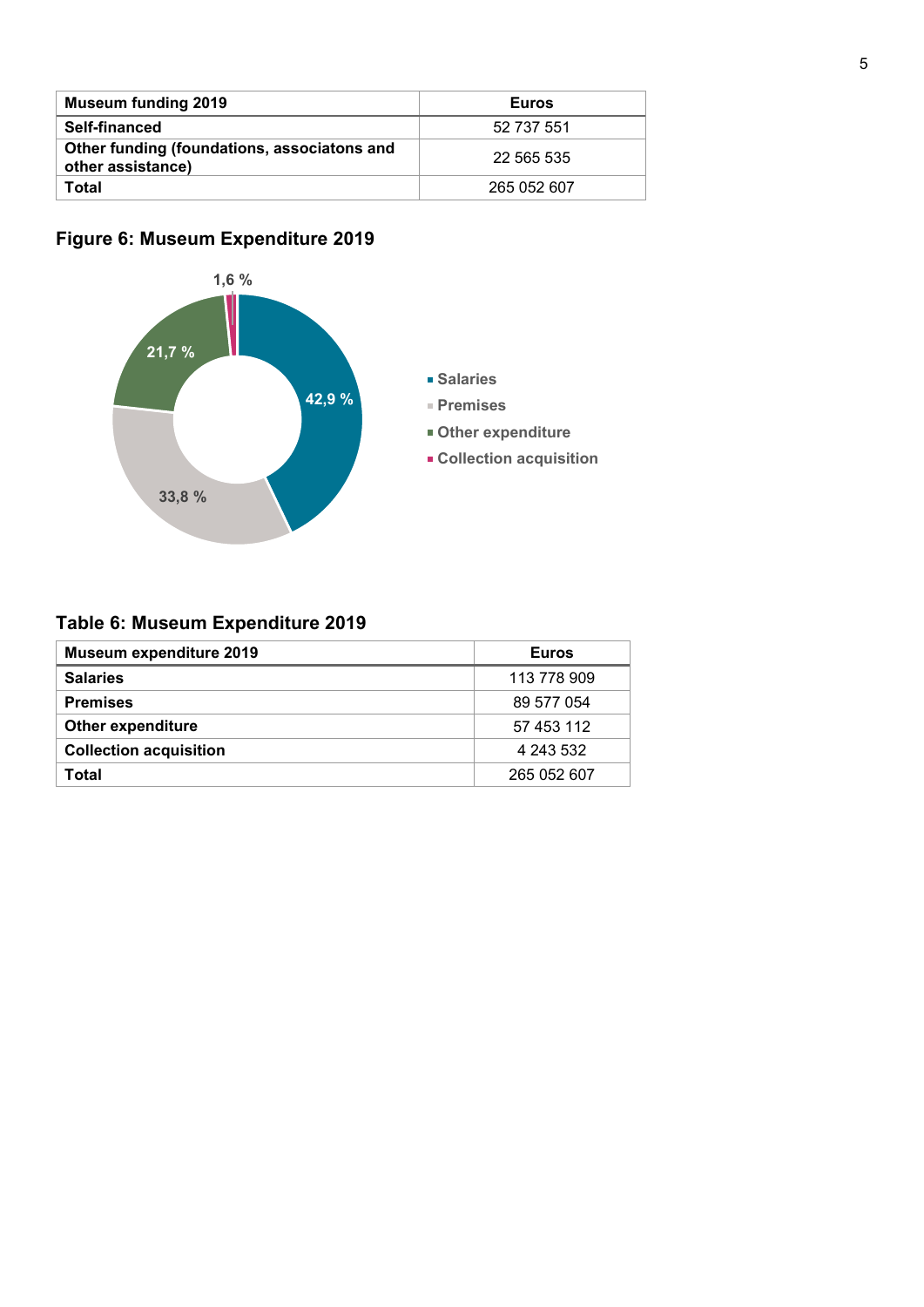| Museum funding 2019 | Euros |
| --- | --- |
| Self-financed | 52 737 551 |
| Other funding (foundations, associatons and other assistance) | 22 565 535 |
| Total | 265 052 607 |

## Figure 6: Museum Expenditure 2019

- Salaries: 42,9 %
- Premises: 33,8 %
- Other expenditure: 21,7 %
- Collection acquisition: 1,6 %

## Table 6: Museum Expenditure 2019

| Museum expenditure 2019 | Euros |
| --- | --- |
| Salaries | 113 778 909 |
| Premises | 89 577 054 |
| Other expenditure | 57 453 112 |
| Collection acquisition | 4 243 532 |
| Total | 265 052 607 |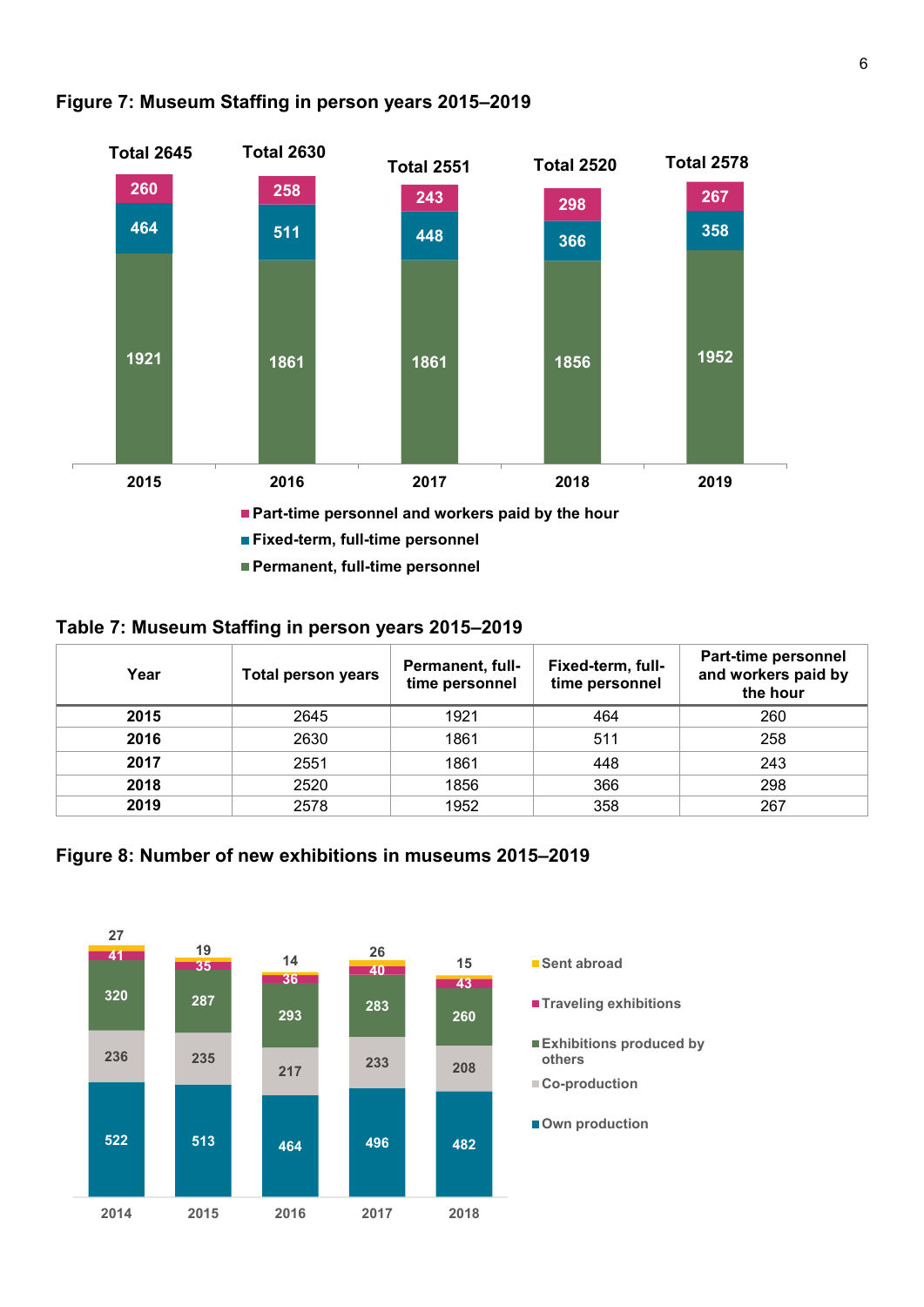## Figure 7: Museum Staffing in person years 2015–2019

| | 2015 | 2016 | 2017 | 2018 | 2019 |
|---|---|---|---|---|---|
| Total | 2645 | 2630 | 2551 | 2520 | 2578 |
| Part-time personnel and workers paid by the hour | 260 | 258 | 243 | 298 | 267 |
| Fixed-term, full-time personnel | 464 | 511 | 448 | 366 | 358 |
| Permanent, full-time personnel | 1921 | 1861 | 1861 | 1856 | 1952 |

## Table 7: Museum Staffing in person years 2015–2019

| Year | Total person years | Permanent, full-time personnel | Fixed-term, full-time personnel | Part-time personnel and workers paid by the hour |
|---|---|---|---|---|
| **2015** | 2645 | 1921 | 464 | 260 |
| **2016** | 2630 | 1861 | 511 | 258 |
| **2017** | 2551 | 1861 | 448 | 243 |
| **2018** | 2520 | 1856 | 366 | 298 |
| **2019** | 2578 | 1952 | 358 | 267 |

## Figure 8: Number of new exhibitions in museums 2015–2019

| | 2014 | 2015 | 2016 | 2017 | 2018 |
|---|---|---|---|---|---|
| Sent abroad | 27 | 19 | 14 | 26 | 15 |
| Traveling exhibitions | 41 | 35 | 36 | 40 | 43 |
| Exhibitions produced by others | 320 | 287 | 293 | 283 | 260 |
| Co-production | 236 | 235 | 217 | 233 | 208 |
| Own production | 522 | 513 | 464 | 496 | 482 |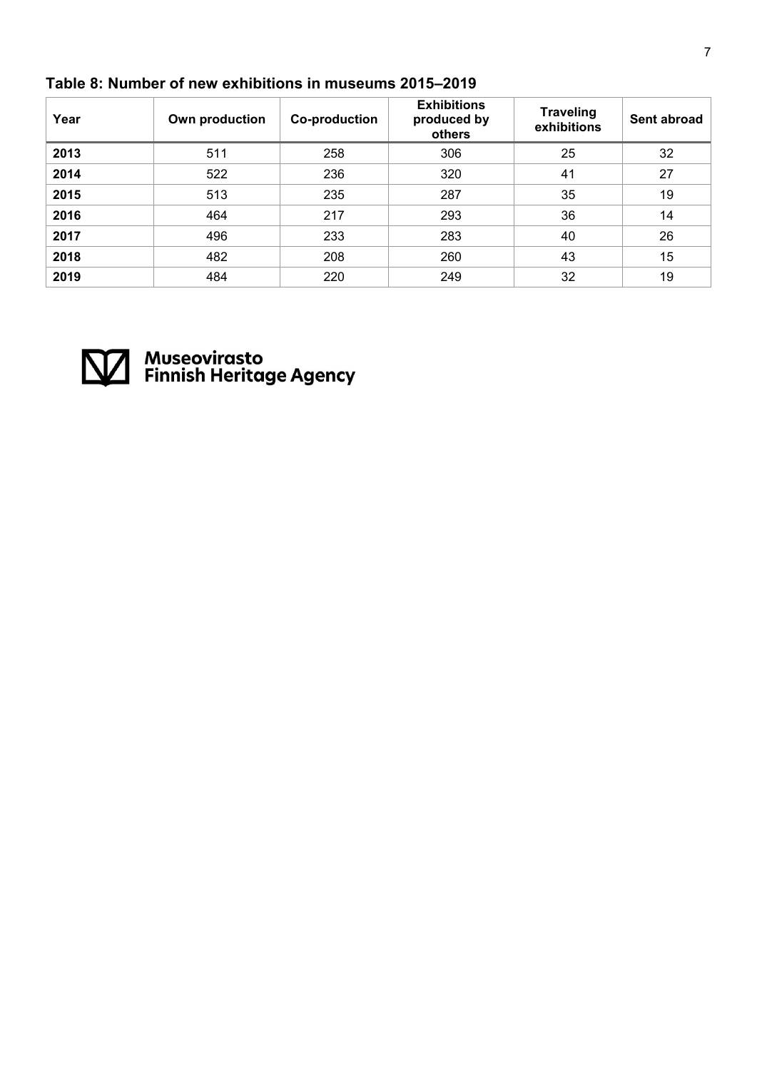**Table 8: Number of new exhibitions in museums 2015–2019**

| Year | Own production | Co-production | Exhibitions produced by others | Traveling exhibitions | Sent abroad |
|---|---|---|---|---|---|
| **2013** | 511 | 258 | 306 | 25 | 32 |
| **2014** | 522 | 236 | 320 | 41 | 27 |
| **2015** | 513 | 235 | 287 | 35 | 19 |
| **2016** | 464 | 217 | 293 | 36 | 14 |
| **2017** | 496 | 233 | 283 | 40 | 26 |
| **2018** | 482 | 208 | 260 | 43 | 15 |
| **2019** | 484 | 220 | 249 | 32 | 19 |

Museovirasto
Finnish Heritage Agency